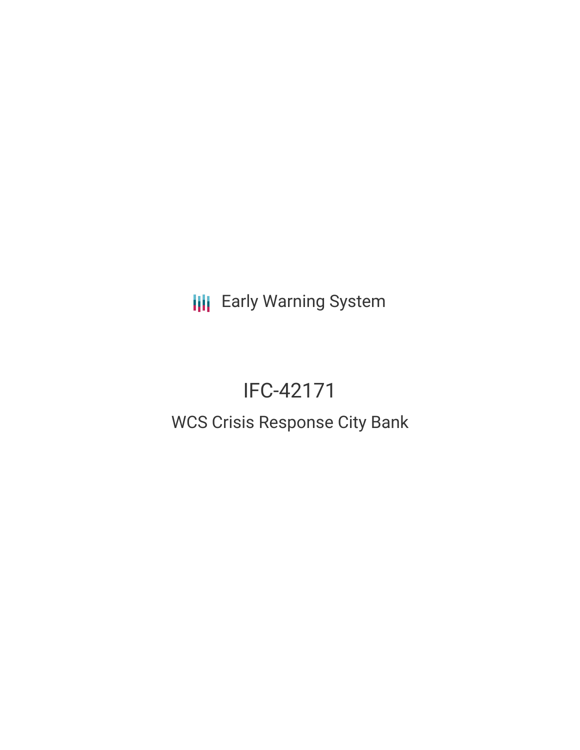Early Warning System

# IFC-42171

## WCS Crisis Response City Bank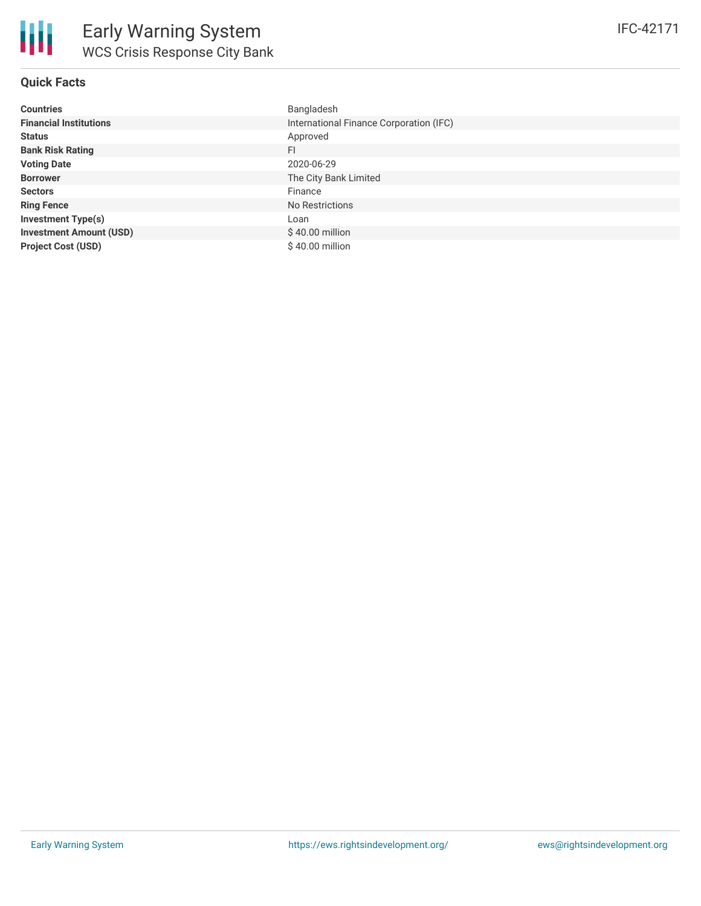# Early Warning System

## WCS Crisis Response City Bank

IFC-42171

### Quick Facts

| | |
|---|---|
| **Countries** | Bangladesh |
| **Financial Institutions** | International Finance Corporation (IFC) |
| **Status** | Approved |
| **Bank Risk Rating** | FI |
| **Voting Date** | 2020-06-29 |
| **Borrower** | The City Bank Limited |
| **Sectors** | Finance |
| **Ring Fence** | No Restrictions |
| **Investment Type(s)** | Loan |
| **Investment Amount (USD)** | $ 40.00 million |
| **Project Cost (USD)** | $ 40.00 million |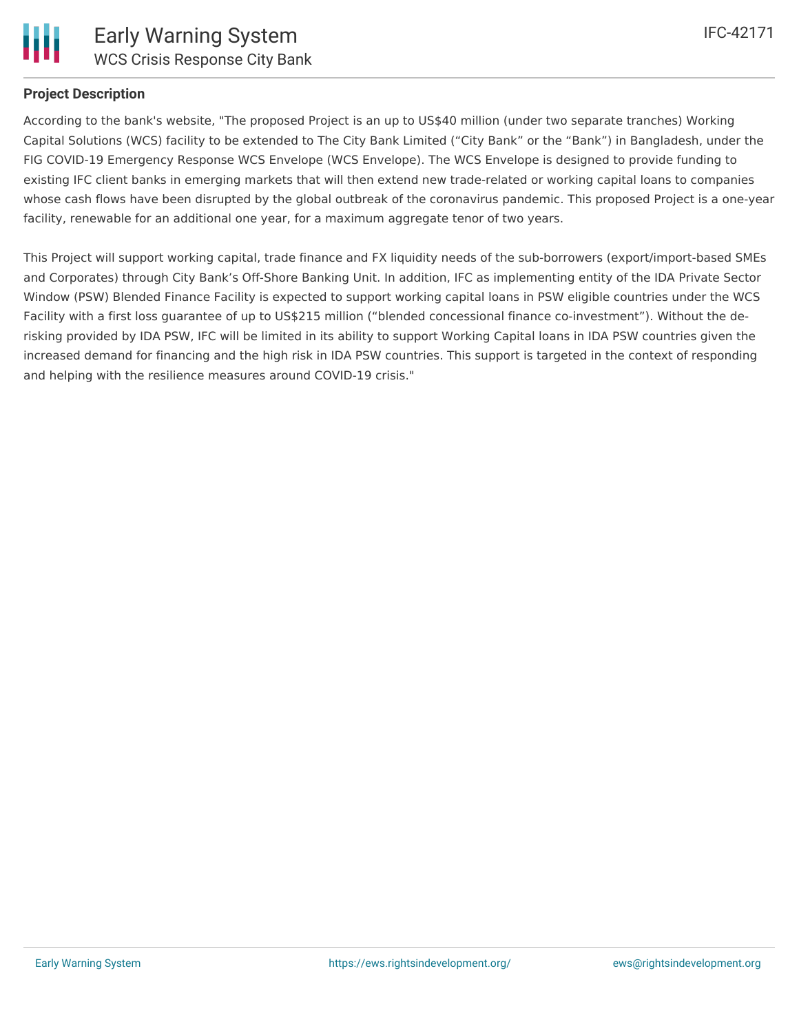## Project Description

According to the bank's website, "The proposed Project is an up to US$40 million (under two separate tranches) Working Capital Solutions (WCS) facility to be extended to The City Bank Limited ("City Bank" or the "Bank") in Bangladesh, under the FIG COVID-19 Emergency Response WCS Envelope (WCS Envelope). The WCS Envelope is designed to provide funding to existing IFC client banks in emerging markets that will then extend new trade-related or working capital loans to companies whose cash flows have been disrupted by the global outbreak of the coronavirus pandemic. This proposed Project is a one-year facility, renewable for an additional one year, for a maximum aggregate tenor of two years.

This Project will support working capital, trade finance and FX liquidity needs of the sub-borrowers (export/import-based SMEs and Corporates) through City Bank's Off-Shore Banking Unit. In addition, IFC as implementing entity of the IDA Private Sector Window (PSW) Blended Finance Facility is expected to support working capital loans in PSW eligible countries under the WCS Facility with a first loss guarantee of up to US$215 million ("blended concessional finance co-investment"). Without the de-risking provided by IDA PSW, IFC will be limited in its ability to support Working Capital loans in IDA PSW countries given the increased demand for financing and the high risk in IDA PSW countries. This support is targeted in the context of responding and helping with the resilience measures around COVID-19 crisis."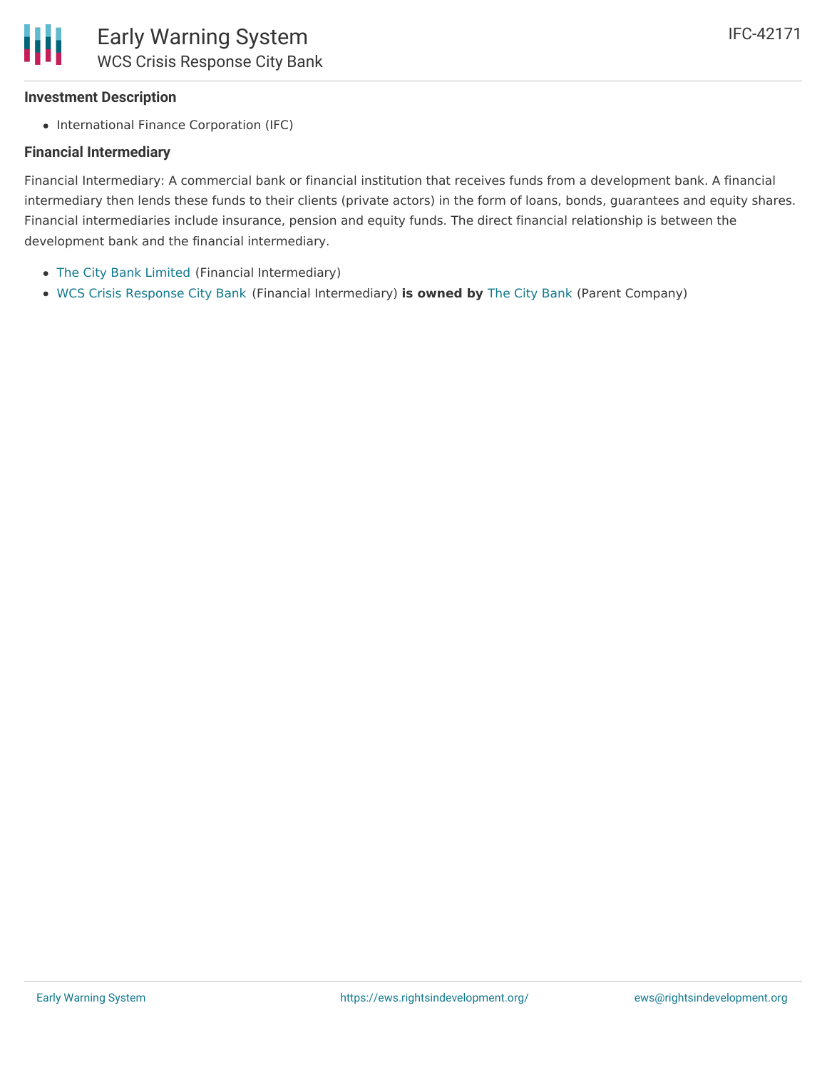### Investment Description

- International Finance Corporation (IFC)

### Financial Intermediary

Financial Intermediary: A commercial bank or financial institution that receives funds from a development bank. A financial intermediary then lends these funds to their clients (private actors) in the form of loans, bonds, guarantees and equity shares. Financial intermediaries include insurance, pension and equity funds. The direct financial relationship is between the development bank and the financial intermediary.

- The City Bank Limited (Financial Intermediary)
- WCS Crisis Response City Bank (Financial Intermediary) **is owned by** The City Bank (Parent Company)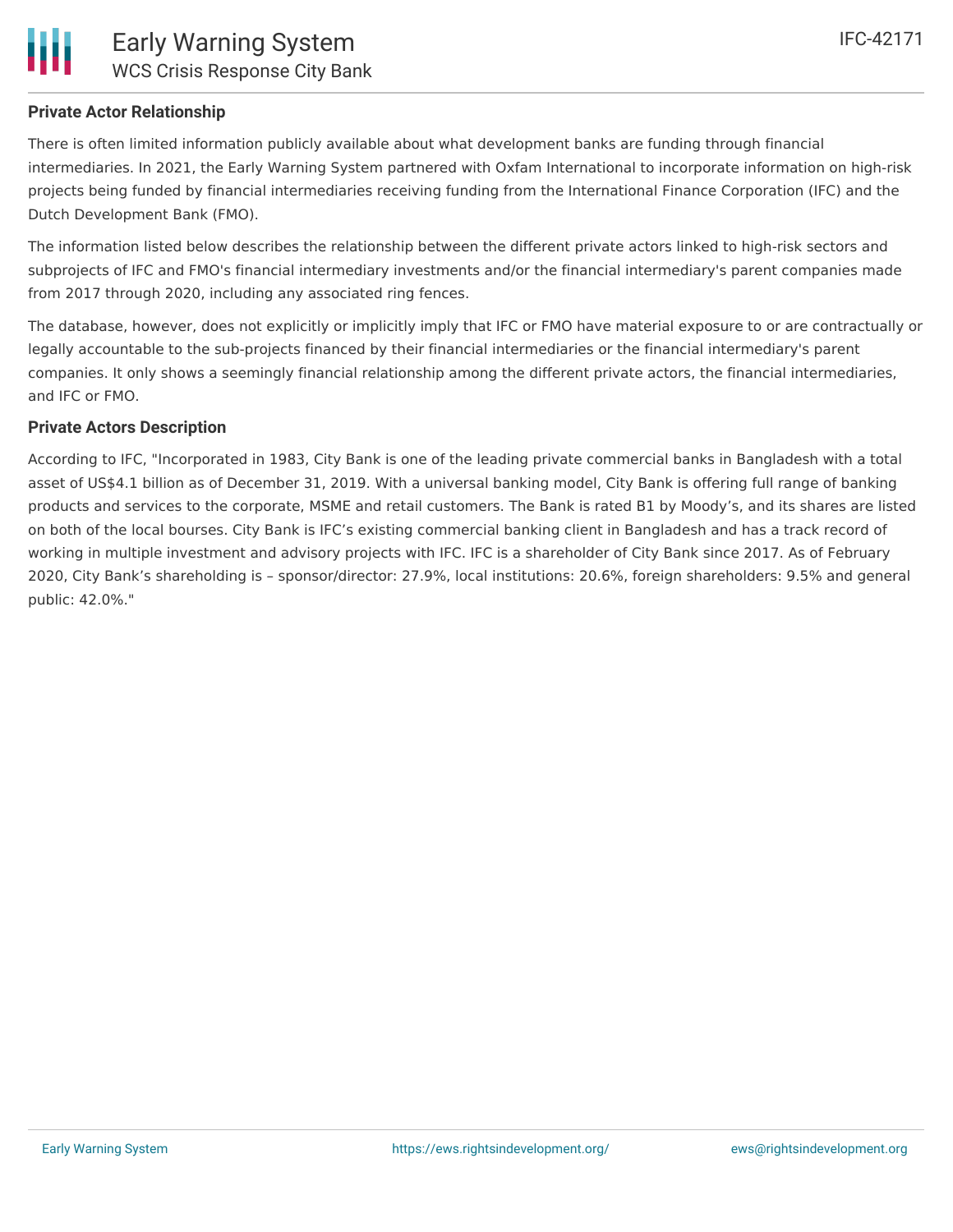## Private Actor Relationship

There is often limited information publicly available about what development banks are funding through financial intermediaries. In 2021, the Early Warning System partnered with Oxfam International to incorporate information on high-risk projects being funded by financial intermediaries receiving funding from the International Finance Corporation (IFC) and the Dutch Development Bank (FMO).

The information listed below describes the relationship between the different private actors linked to high-risk sectors and subprojects of IFC and FMO's financial intermediary investments and/or the financial intermediary's parent companies made from 2017 through 2020, including any associated ring fences.

The database, however, does not explicitly or implicitly imply that IFC or FMO have material exposure to or are contractually or legally accountable to the sub-projects financed by their financial intermediaries or the financial intermediary's parent companies. It only shows a seemingly financial relationship among the different private actors, the financial intermediaries, and IFC or FMO.

## Private Actors Description

According to IFC, "Incorporated in 1983, City Bank is one of the leading private commercial banks in Bangladesh with a total asset of US$4.1 billion as of December 31, 2019. With a universal banking model, City Bank is offering full range of banking products and services to the corporate, MSME and retail customers. The Bank is rated B1 by Moody's, and its shares are listed on both of the local bourses. City Bank is IFC's existing commercial banking client in Bangladesh and has a track record of working in multiple investment and advisory projects with IFC. IFC is a shareholder of City Bank since 2017. As of February 2020, City Bank's shareholding is – sponsor/director: 27.9%, local institutions: 20.6%, foreign shareholders: 9.5% and general public: 42.0%."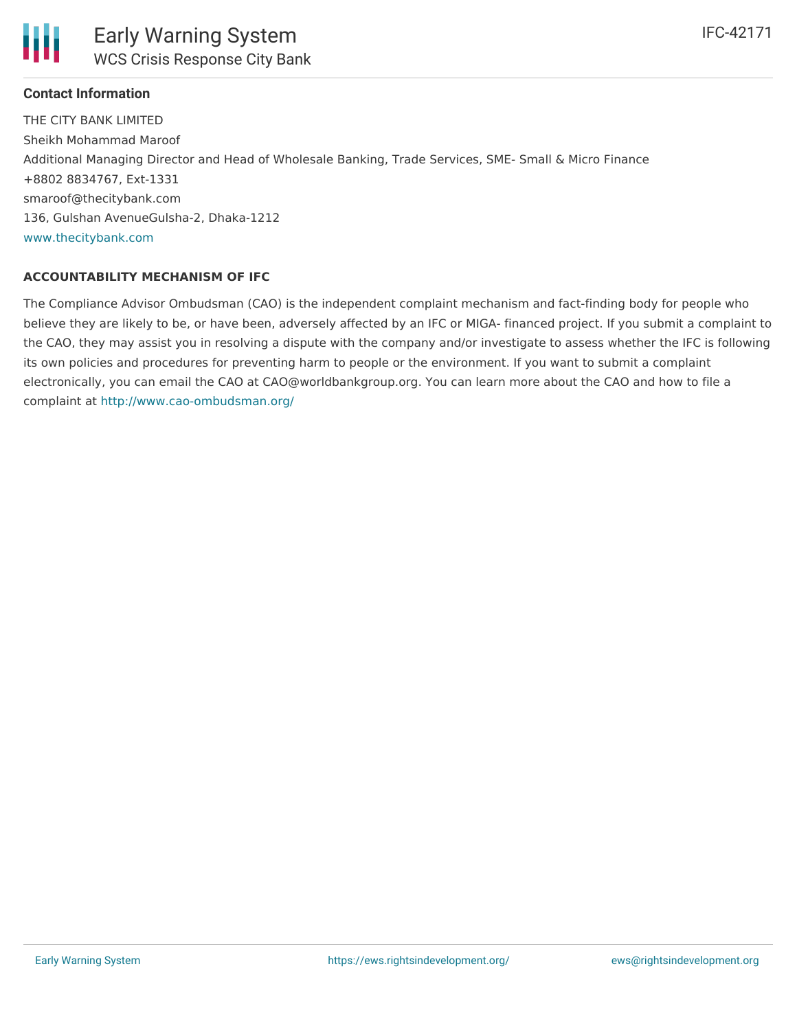### Contact Information

THE CITY BANK LIMITED
Sheikh Mohammad Maroof
Additional Managing Director and Head of Wholesale Banking, Trade Services, SME- Small & Micro Finance
+8802 8834767, Ext-1331
smaroof@thecitybank.com
136, Gulshan AvenueGulsha-2, Dhaka-1212
www.thecitybank.com

### ACCOUNTABILITY MECHANISM OF IFC

The Compliance Advisor Ombudsman (CAO) is the independent complaint mechanism and fact-finding body for people who believe they are likely to be, or have been, adversely affected by an IFC or MIGA- financed project. If you submit a complaint to the CAO, they may assist you in resolving a dispute with the company and/or investigate to assess whether the IFC is following its own policies and procedures for preventing harm to people or the environment. If you want to submit a complaint electronically, you can email the CAO at CAO@worldbankgroup.org. You can learn more about the CAO and how to file a complaint at http://www.cao-ombudsman.org/